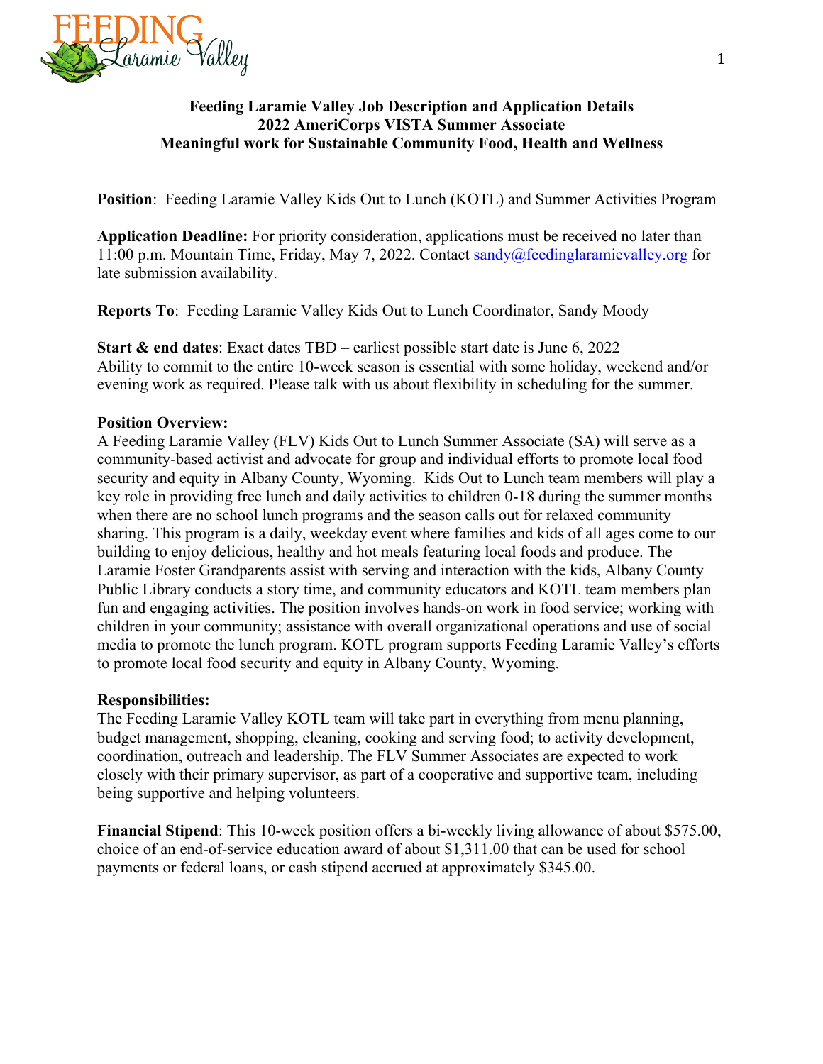**Feeding Laramie Valley Job Description and Application Details**
**2022 AmeriCorps VISTA Summer Associate**
**Meaningful work for Sustainable Community Food, Health and Wellness**

**Position**: Feeding Laramie Valley Kids Out to Lunch (KOTL) and Summer Activities Program

**Application Deadline:** For priority consideration, applications must be received no later than 11:00 p.m. Mountain Time, Friday, May 7, 2022. Contact sandy@feedinglaramievalley.org for late submission availability.

**Reports To**: Feeding Laramie Valley Kids Out to Lunch Coordinator, Sandy Moody

**Start & end dates**: Exact dates TBD – earliest possible start date is June 6, 2022
Ability to commit to the entire 10-week season is essential with some holiday, weekend and/or evening work as required. Please talk with us about flexibility in scheduling for the summer.

**Position Overview:**
A Feeding Laramie Valley (FLV) Kids Out to Lunch Summer Associate (SA) will serve as a community-based activist and advocate for group and individual efforts to promote local food security and equity in Albany County, Wyoming. Kids Out to Lunch team members will play a key role in providing free lunch and daily activities to children 0-18 during the summer months when there are no school lunch programs and the season calls out for relaxed community sharing. This program is a daily, weekday event where families and kids of all ages come to our building to enjoy delicious, healthy and hot meals featuring local foods and produce. The Laramie Foster Grandparents assist with serving and interaction with the kids, Albany County Public Library conducts a story time, and community educators and KOTL team members plan fun and engaging activities. The position involves hands-on work in food service; working with children in your community; assistance with overall organizational operations and use of social media to promote the lunch program. KOTL program supports Feeding Laramie Valley's efforts to promote local food security and equity in Albany County, Wyoming.

**Responsibilities:**
The Feeding Laramie Valley KOTL team will take part in everything from menu planning, budget management, shopping, cleaning, cooking and serving food; to activity development, coordination, outreach and leadership. The FLV Summer Associates are expected to work closely with their primary supervisor, as part of a cooperative and supportive team, including being supportive and helping volunteers.

**Financial Stipend**: This 10-week position offers a bi-weekly living allowance of about $575.00, choice of an end-of-service education award of about $1,311.00 that can be used for school payments or federal loans, or cash stipend accrued at approximately $345.00.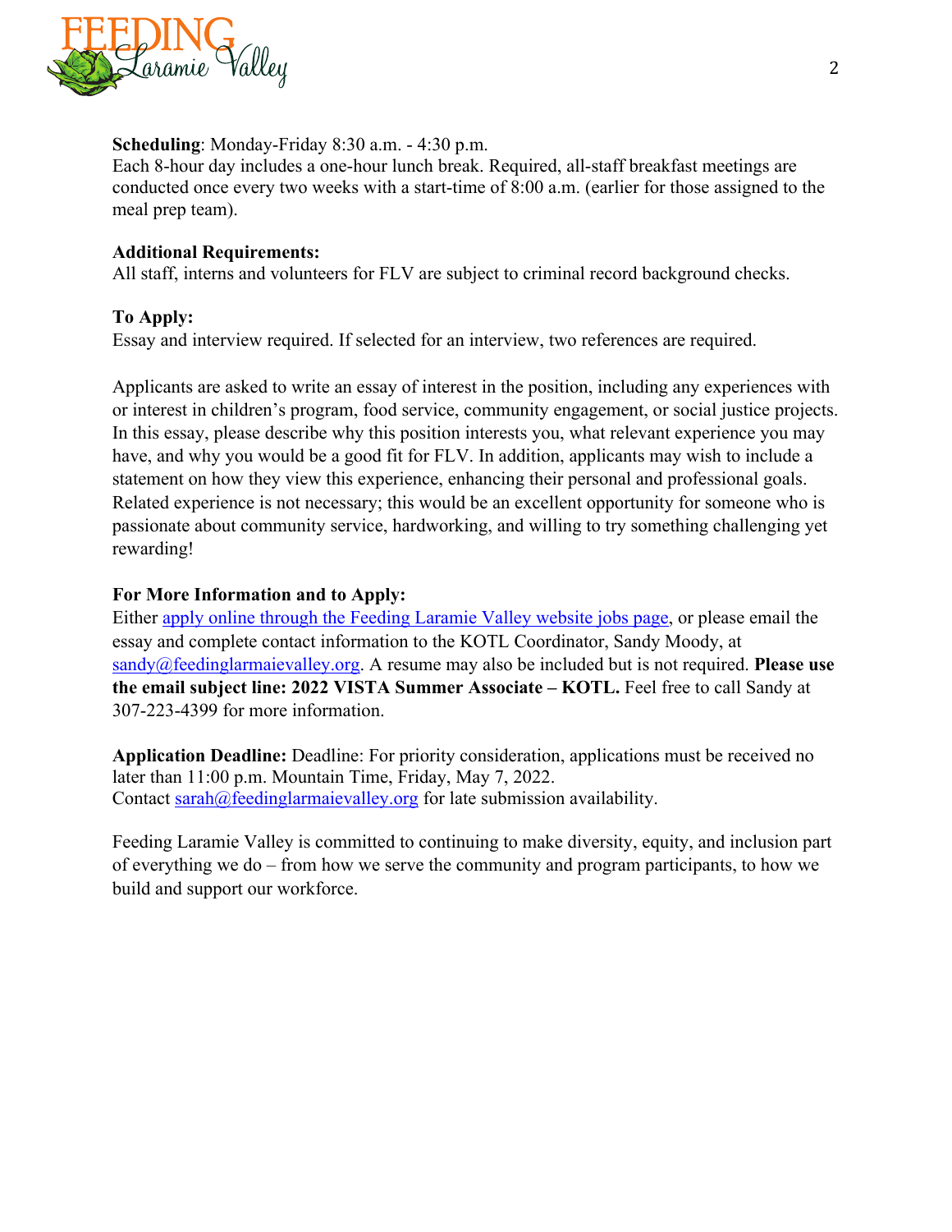**Scheduling**: Monday-Friday 8:30 a.m. - 4:30 p.m.
Each 8-hour day includes a one-hour lunch break. Required, all-staff breakfast meetings are conducted once every two weeks with a start-time of 8:00 a.m. (earlier for those assigned to the meal prep team).

**Additional Requirements:**
All staff, interns and volunteers for FLV are subject to criminal record background checks.

**To Apply:**
Essay and interview required. If selected for an interview, two references are required.

Applicants are asked to write an essay of interest in the position, including any experiences with or interest in children's program, food service, community engagement, or social justice projects. In this essay, please describe why this position interests you, what relevant experience you may have, and why you would be a good fit for FLV. In addition, applicants may wish to include a statement on how they view this experience, enhancing their personal and professional goals. Related experience is not necessary; this would be an excellent opportunity for someone who is passionate about community service, hardworking, and willing to try something challenging yet rewarding!

**For More Information and to Apply:**
Either apply online through the Feeding Laramie Valley website jobs page, or please email the essay and complete contact information to the KOTL Coordinator, Sandy Moody, at sandy@feedinglarmaievalley.org. A resume may also be included but is not required. **Please use the email subject line: 2022 VISTA Summer Associate – KOTL.** Feel free to call Sandy at 307-223-4399 for more information.

**Application Deadline:** Deadline: For priority consideration, applications must be received no later than 11:00 p.m. Mountain Time, Friday, May 7, 2022.
Contact sarah@feedinglarmaievalley.org for late submission availability.

Feeding Laramie Valley is committed to continuing to make diversity, equity, and inclusion part of everything we do – from how we serve the community and program participants, to how we build and support our workforce.